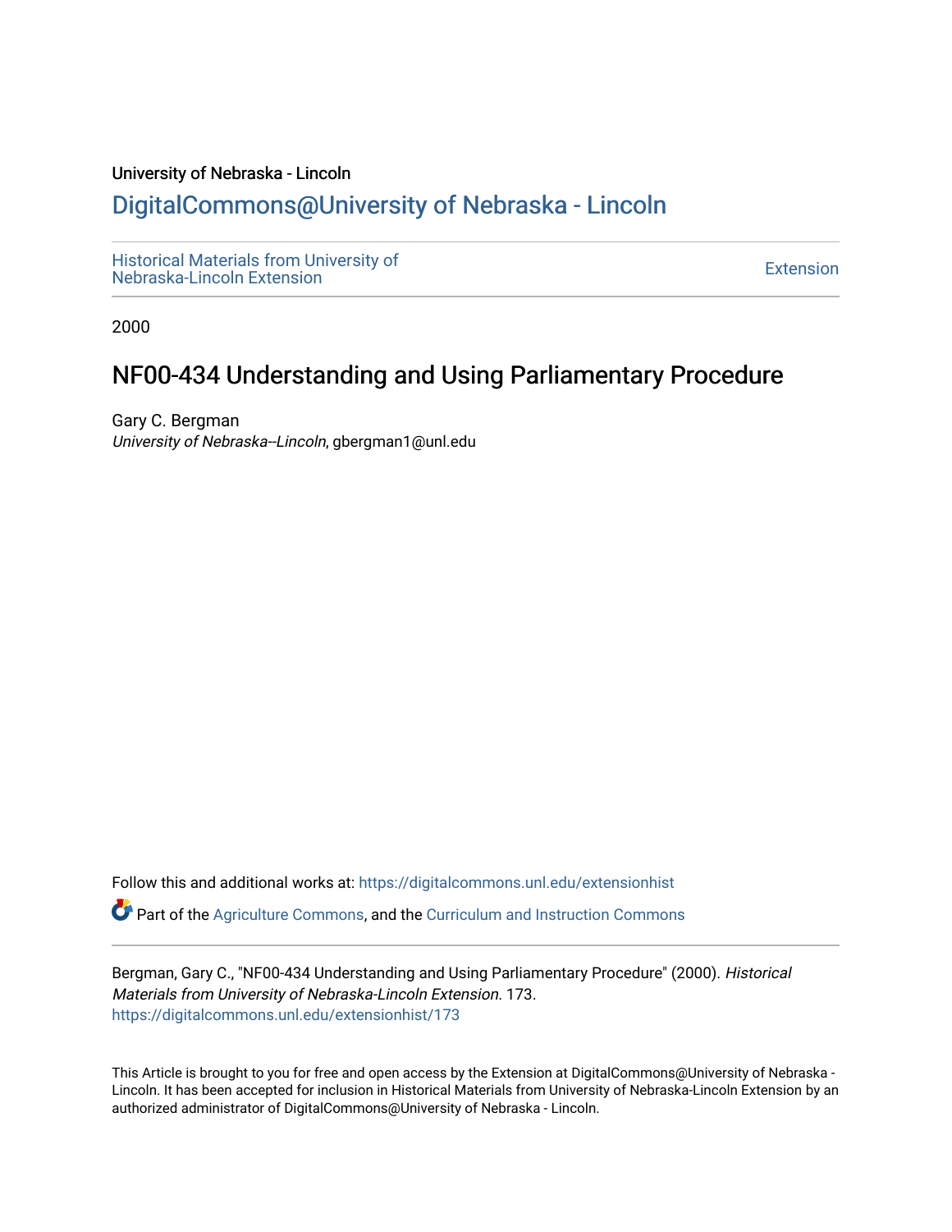University of Nebraska - Lincoln

## DigitalCommons@University of Nebraska - Lincoln

Historical Materials from University of Nebraska-Lincoln Extension

Extension

2000

# NF00-434 Understanding and Using Parliamentary Procedure

Gary C. Bergman

*University of Nebraska--Lincoln*, gbergman1@unl.edu

Follow this and additional works at: https://digitalcommons.unl.edu/extensionhist

Part of the Agriculture Commons, and the Curriculum and Instruction Commons

Bergman, Gary C., "NF00-434 Understanding and Using Parliamentary Procedure" (2000). *Historical Materials from University of Nebraska-Lincoln Extension*. 173.
https://digitalcommons.unl.edu/extensionhist/173

This Article is brought to you for free and open access by the Extension at DigitalCommons@University of Nebraska - Lincoln. It has been accepted for inclusion in Historical Materials from University of Nebraska-Lincoln Extension by an authorized administrator of DigitalCommons@University of Nebraska - Lincoln.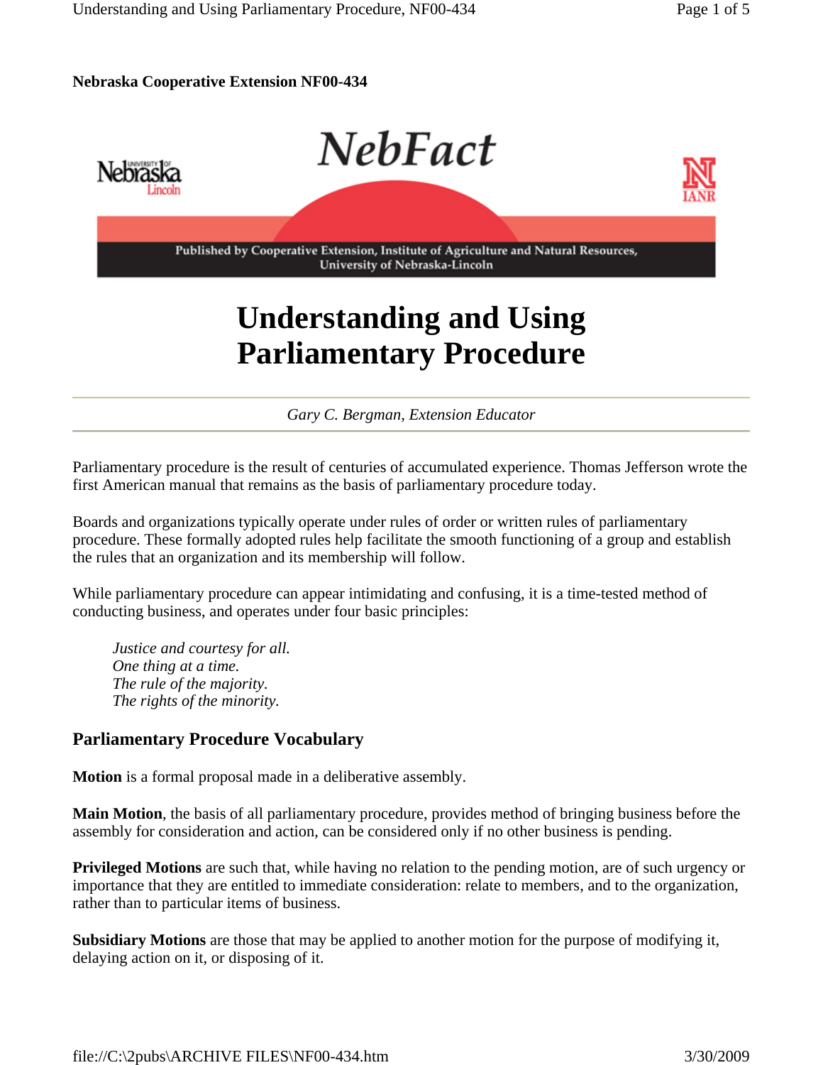**Nebraska Cooperative Extension NF00-434**

# Understanding and Using Parliamentary Procedure

*Gary C. Bergman, Extension Educator*

Parliamentary procedure is the result of centuries of accumulated experience. Thomas Jefferson wrote the first American manual that remains as the basis of parliamentary procedure today.

Boards and organizations typically operate under rules of order or written rules of parliamentary procedure. These formally adopted rules help facilitate the smooth functioning of a group and establish the rules that an organization and its membership will follow.

While parliamentary procedure can appear intimidating and confusing, it is a time-tested method of conducting business, and operates under four basic principles:

*Justice and courtesy for all.*
*One thing at a time.*
*The rule of the majority.*
*The rights of the minority.*

## Parliamentary Procedure Vocabulary

**Motion** is a formal proposal made in a deliberative assembly.

**Main Motion**, the basis of all parliamentary procedure, provides method of bringing business before the assembly for consideration and action, can be considered only if no other business is pending.

**Privileged Motions** are such that, while having no relation to the pending motion, are of such urgency or importance that they are entitled to immediate consideration: relate to members, and to the organization, rather than to particular items of business.

**Subsidiary Motions** are those that may be applied to another motion for the purpose of modifying it, delaying action on it, or disposing of it.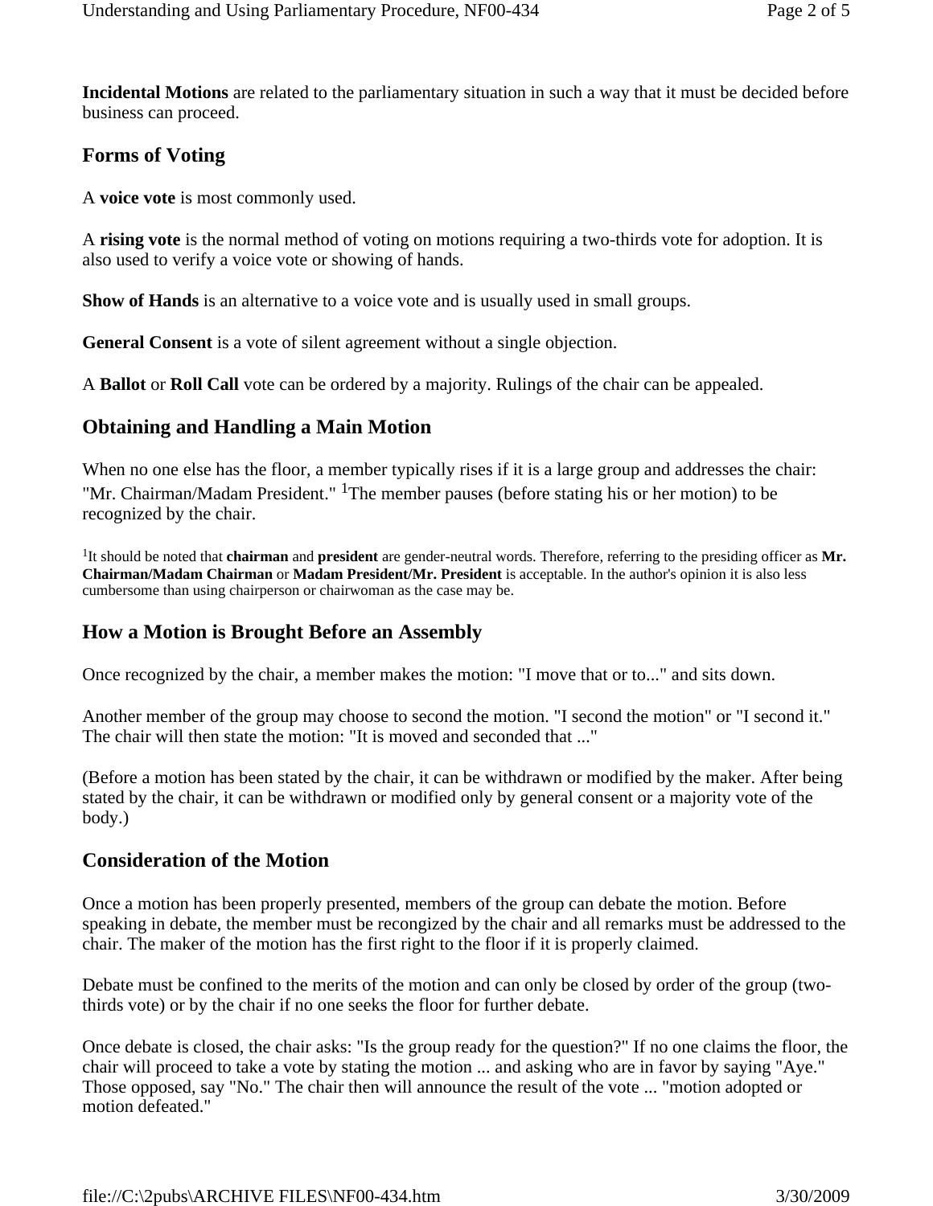**Incidental Motions** are related to the parliamentary situation in such a way that it must be decided before business can proceed.

## Forms of Voting

A **voice vote** is most commonly used.

A **rising vote** is the normal method of voting on motions requiring a two-thirds vote for adoption. It is also used to verify a voice vote or showing of hands.

**Show of Hands** is an alternative to a voice vote and is usually used in small groups.

**General Consent** is a vote of silent agreement without a single objection.

A **Ballot** or **Roll Call** vote can be ordered by a majority. Rulings of the chair can be appealed.

## Obtaining and Handling a Main Motion

When no one else has the floor, a member typically rises if it is a large group and addresses the chair: "Mr. Chairman/Madam President." [1]The member pauses (before stating his or her motion) to be recognized by the chair.

[1]It should be noted that **chairman** and **president** are gender-neutral words. Therefore, referring to the presiding officer as **Mr. Chairman/Madam Chairman** or **Madam President/Mr. President** is acceptable. In the author's opinion it is also less cumbersome than using chairperson or chairwoman as the case may be.

## How a Motion is Brought Before an Assembly

Once recognized by the chair, a member makes the motion: "I move that or to..." and sits down.

Another member of the group may choose to second the motion. "I second the motion" or "I second it." The chair will then state the motion: "It is moved and seconded that ..."

(Before a motion has been stated by the chair, it can be withdrawn or modified by the maker. After being stated by the chair, it can be withdrawn or modified only by general consent or a majority vote of the body.)

## Consideration of the Motion

Once a motion has been properly presented, members of the group can debate the motion. Before speaking in debate, the member must be recongized by the chair and all remarks must be addressed to the chair. The maker of the motion has the first right to the floor if it is properly claimed.

Debate must be confined to the merits of the motion and can only be closed by order of the group (two-thirds vote) or by the chair if no one seeks the floor for further debate.

Once debate is closed, the chair asks: "Is the group ready for the question?" If no one claims the floor, the chair will proceed to take a vote by stating the motion ... and asking who are in favor by saying "Aye." Those opposed, say "No." The chair then will announce the result of the vote ... "motion adopted or motion defeated."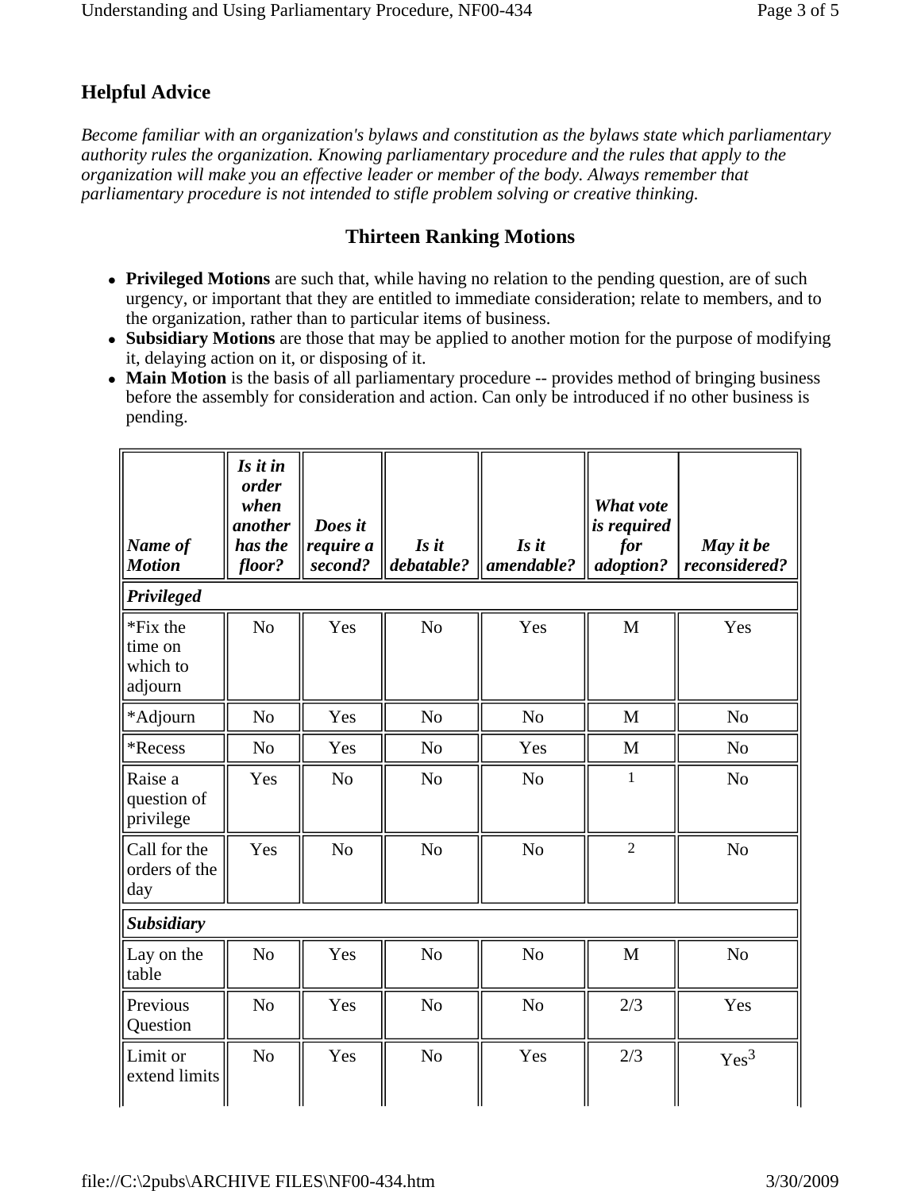## Helpful Advice

*Become familiar with an organization's bylaws and constitution as the bylaws state which parliamentary authority rules the organization. Knowing parliamentary procedure and the rules that apply to the organization will make you an effective leader or member of the body. Always remember that parliamentary procedure is not intended to stifle problem solving or creative thinking.*

### Thirteen Ranking Motions

- **Privileged Motions** are such that, while having no relation to the pending question, are of such urgency, or important that they are entitled to immediate consideration; relate to members, and to the organization, rather than to particular items of business.
- **Subsidiary Motions** are those that may be applied to another motion for the purpose of modifying it, delaying action on it, or disposing of it.
- **Main Motion** is the basis of all parliamentary procedure -- provides method of bringing business before the assembly for consideration and action. Can only be introduced if no other business is pending.

| *Name of Motion* | *Is it in order when another has the floor?* | *Does it require a second?* | *Is it debatable?* | *Is it amendable?* | *What vote is required for adoption?* | *May it be reconsidered?* |
|---|---|---|---|---|---|---|
| ***Privileged*** | | | | | | |
| *Fix the time on which to adjourn | No | Yes | No | Yes | M | Yes |
| *Adjourn | No | Yes | No | No | M | No |
| *Recess | No | Yes | No | Yes | M | No |
| Raise a question of privilege | Yes | No | No | No | [1] | No |
| Call for the orders of the day | Yes | No | No | No | [2] | No |
| ***Subsidiary*** | | | | | | |
| Lay on the table | No | Yes | No | No | M | No |
| Previous Question | No | Yes | No | No | 2/3 | Yes |
| Limit or extend limits | No | Yes | No | Yes | 2/3 | Yes[3] |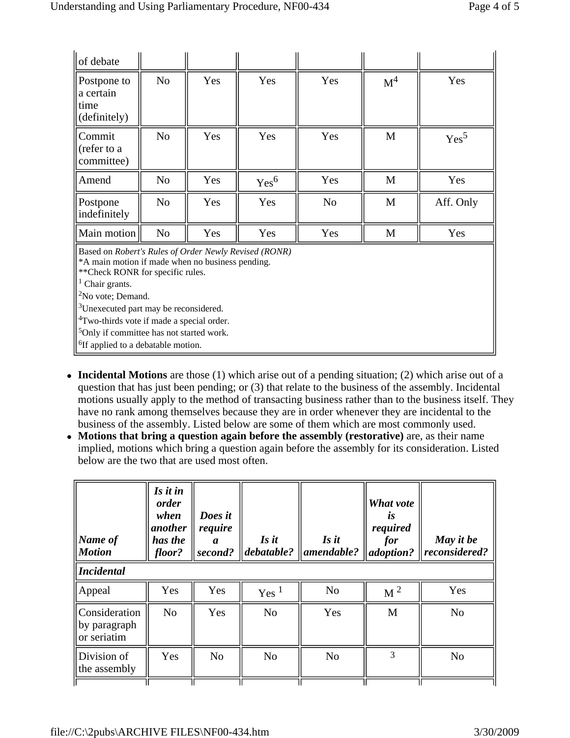| | | | | | | |
|---|---|---|---|---|---|---|
| of debate | | | | | | |
| Postpone to a certain time (definitely) | No | Yes | Yes | Yes | M[4] | Yes |
| Commit (refer to a committee) | No | Yes | Yes | Yes | M | Yes[5] |
| Amend | No | Yes | Yes[6] | Yes | M | Yes |
| Postpone indefinitely | No | Yes | Yes | No | M | Aff. Only |
| Main motion | No | Yes | Yes | Yes | M | Yes |

Based on *Robert's Rules of Order Newly Revised (RONR)*
*A main motion if made when no business pending.
**Check RONR for specific rules.
[1] Chair grants.
[2]No vote; Demand.
[3]Unexecuted part may be reconsidered.
[4]Two-thirds vote if made a special order.
[5]Only if committee has not started work.
[6]If applied to a debatable motion.

- **Incidental Motions** are those (1) which arise out of a pending situation; (2) which arise out of a question that has just been pending; or (3) that relate to the business of the assembly. Incidental motions usually apply to the method of transacting business rather than to the business itself. They have no rank among themselves because they are in order whenever they are incidental to the business of the assembly. Listed below are some of them which are most commonly used.
- **Motions that bring a question again before the assembly (restorative)** are, as their name implied, motions which bring a question again before the assembly for its consideration. Listed below are the two that are used most often.

| *Name of Motion* | *Is it in order when another has the floor?* | *Does it require a second?* | *Is it debatable?* | *Is it amendable?* | *What vote is required for adoption?* | *May it be reconsidered?* |
|---|---|---|---|---|---|---|
| ***Incidental*** | | | | | | |
| Appeal | Yes | Yes | Yes [1] | No | M [2] | Yes |
| Consideration by paragraph or seriatim | No | Yes | No | Yes | M | No |
| Division of the assembly | Yes | No | No | No | 3 | No |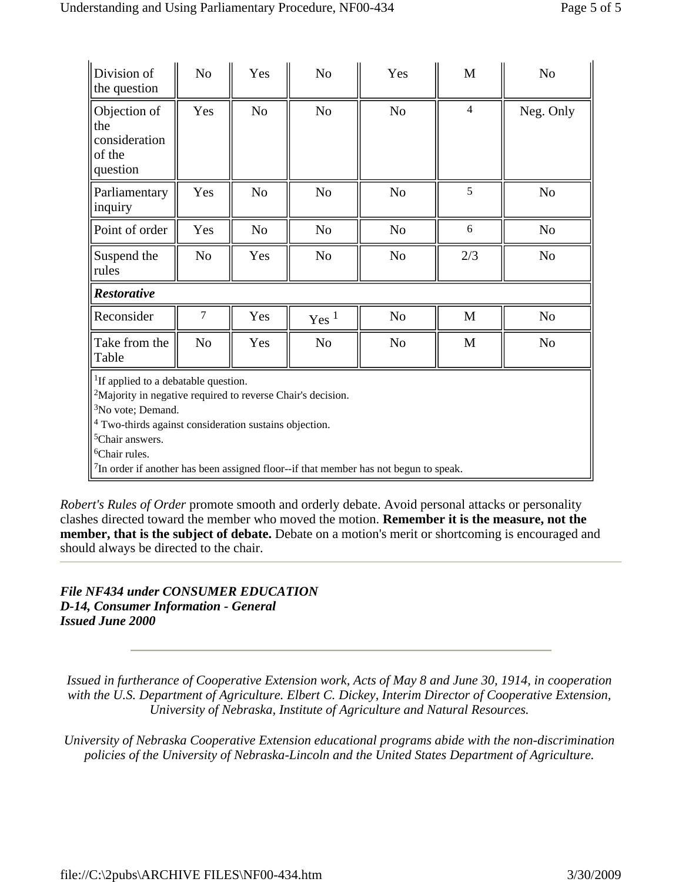| | | | | | | |
|---|---|---|---|---|---|---|
| Division of the question | No | Yes | No | Yes | M | No |
| Objection of the consideration of the question | Yes | No | No | No | [4] | Neg. Only |
| Parliamentary inquiry | Yes | No | No | No | [5] | No |
| Point of order | Yes | No | No | No | [6] | No |
| Suspend the rules | No | Yes | No | No | 2/3 | No |
| ***Restorative*** | | | | | | |
| Reconsider | [7] | Yes | Yes [1] | No | M | No |
| Take from the Table | No | Yes | No | No | M | No |

[1]If applied to a debatable question.
[2]Majority in negative required to reverse Chair's decision.
[3]No vote; Demand.
[4] Two-thirds against consideration sustains objection.
[5]Chair answers.
[6]Chair rules.
[7]In order if another has been assigned floor--if that member has not begun to speak.

*Robert's Rules of Order* promote smooth and orderly debate. Avoid personal attacks or personality clashes directed toward the member who moved the motion. **Remember it is the measure, not the member, that is the subject of debate.** Debate on a motion's merit or shortcoming is encouraged and should always be directed to the chair.

***File NF434 under CONSUMER EDUCATION***
***D-14, Consumer Information - General***
***Issued June 2000***

*Issued in furtherance of Cooperative Extension work, Acts of May 8 and June 30, 1914, in cooperation with the U.S. Department of Agriculture. Elbert C. Dickey, Interim Director of Cooperative Extension, University of Nebraska, Institute of Agriculture and Natural Resources.*

*University of Nebraska Cooperative Extension educational programs abide with the non-discrimination policies of the University of Nebraska-Lincoln and the United States Department of Agriculture.*